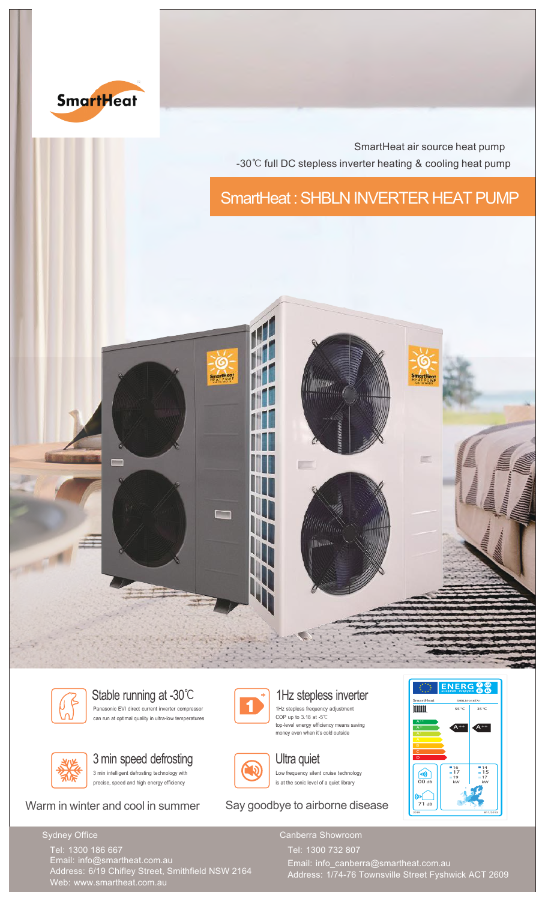SmartHeat

SmartHeat air source heat pump

-30℃ full DC stepless inverter heating & cooling heat pump

# SmartHeat : SHBLN INVERTER HEAT PUMP

## Stable running at -30℃

Panasonic EVI direct current inverter compressor can run at optimal quality in ultra-low temperatures

## 1Hz stepless inverter

1Hz stepless frequency adjustment
COP up to 3.18 at -5℃
top-level energy efficiency means saving money even when it's cold outside

## 3 min speed defrosting

3 min intelligent defrosting technology with precise, speed and high energy efficiency

## Ultra quiet

Low frequency silent cruise technology is at the sonic level of a quiet library

Warm in winter and cool in summer

Say goodbye to airborne disease

Sydney Office

Tel: 1300 186 667
Email: info@smartheat.com.au
Address: 6/19 Chifley Street, Smithfield NSW 2164
Web: www.smartheat.com.au

Canberra Showroom

Tel: 1300 732 807
Email: info_canberra@smartheat.com.au
Address: 1/74-76 Townsville Street Fyshwick ACT 2609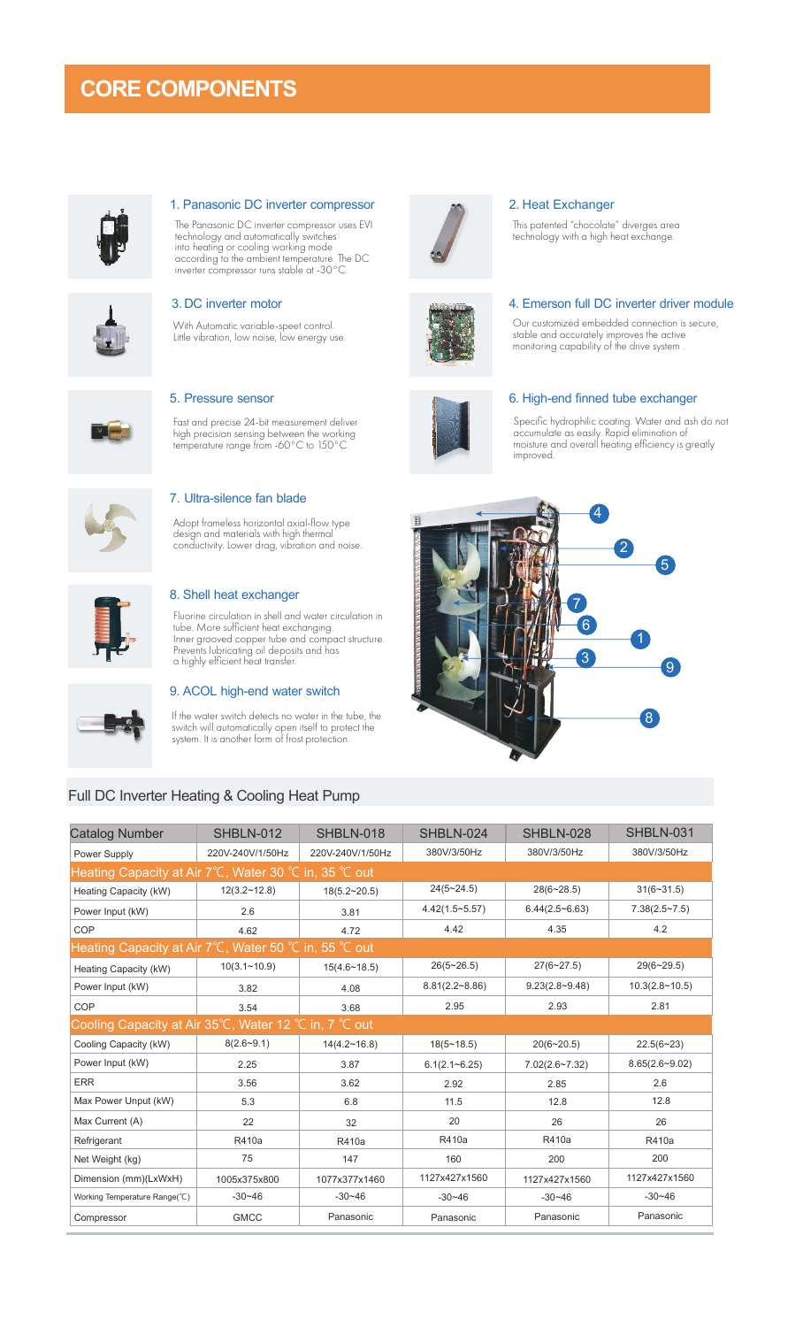# CORE COMPONENTS

### 1. Panasonic DC inverter compressor

The Panasonic DC inverter compressor uses EVI technology and automatically switches into heating or cooling working mode according to the ambient temperature. The DC inverter compressor runs stable at -30°C.

### 2. Heat Exchanger

This patented "chocolate" diverges area technology with a high heat exchange.

### 3. DC inverter motor

With Automatic variable-speet control. Little vibration, low noise, low energy use.

### 4. Emerson full DC inverter driver module

Our customized embedded connection is secure, stable and accurately improves the active monitoring capability of the drive system .

### 5. Pressure sensor

Fast and precise 24-bit measurement deliver high precision sensing between the working temperature range from -60°C to 150°C.

### 6. High-end finned tube exchanger

Specific hydrophilic coating. Water and ash do not accumulate as easily. Rapid elimination of moisture and overall heating efficiency is greatly improved.

### 7. Ultra-silence fan blade

Adopt frameless horizontal axial-flow type design and materials with high thermal conductivity. Lower drag, vibration and noise.

### 8. Shell heat exchanger

Fluorine circulation in shell and water circulation in tube. More sufficient heat exchanging. Inner grooved copper tube and compact structure. Prevents lubricating oil deposits and has a highly efficient heat transfer.

### 9. ACOL high-end water switch

If the water switch detects no water in the tube, the switch will automatically open itself to protect the system. It is another form of frost protection.

## Full DC Inverter Heating & Cooling Heat Pump

| Catalog Number | SHBLN-012 | SHBLN-018 | SHBLN-024 | SHBLN-028 | SHBLN-031 |
|---|---|---|---|---|---|
| Power Supply | 220V-240V/1/50Hz | 220V-240V/1/50Hz | 380V/3/50Hz | 380V/3/50Hz | 380V/3/50Hz |
| Heating Capacity at Air 7℃, Water 30 ℃ in, 35 ℃ out | | | | | |
| Heating Capacity (kW) | 12(3.2~12.8) | 18(5.2~20.5) | 24(5~24.5) | 28(6~28.5) | 31(6~31.5) |
| Power Input (kW) | 2.6 | 3.81 | 4.42(1.5~5.57) | 6.44(2.5~6.63) | 7.38(2.5~7.5) |
| COP | 4.62 | 4.72 | 4.42 | 4.35 | 4.2 |
| Heating Capacity at Air 7℃, Water 50 ℃ in, 55 ℃ out | | | | | |
| Heating Capacity (kW) | 10(3.1~10.9) | 15(4.6~18.5) | 26(5~26.5) | 27(6~27.5) | 29(6~29.5) |
| Power Input (kW) | 3.82 | 4.08 | 8.81(2.2~8.86) | 9.23(2.8~9.48) | 10.3(2.8~10.5) |
| COP | 3.54 | 3.68 | 2.95 | 2.93 | 2.81 |
| Cooling Capacity at Air 35℃, Water 12 ℃ in, 7 ℃ out | | | | | |
| Cooling Capacity (kW) | 8(2.6~9.1) | 14(4.2~16.8) | 18(5~18.5) | 20(6~20.5) | 22.5(6~23) |
| Power Input (kW) | 2.25 | 3.87 | 6.1(2.1~6.25) | 7.02(2.6~7.32) | 8.65(2.5~9.02) |
| ERR | 3.56 | 3.62 | 2.92 | 2.85 | 2.6 |
| Max Power Unput (kW) | 5.3 | 6.8 | 11.5 | 12.8 | 12.8 |
| Max Current (A) | 22 | 32 | 20 | 26 | 26 |
| Refrigerant | R410a | R410a | R410a | R410a | R410a |
| Net Weight (kg) | 75 | 147 | 160 | 200 | 200 |
| Dimension (mm)(LxWxH) | 1005x375x800 | 1077x377x1460 | 1127x427x1560 | 1127x427x1560 | 1127x427x1560 |
| Working Temperature Range(℃) | -30~46 | -30~46 | -30~46 | -30~46 | -30~46 |
| Compressor | GMCC | Panasonic | Panasonic | Panasonic | Panasonic |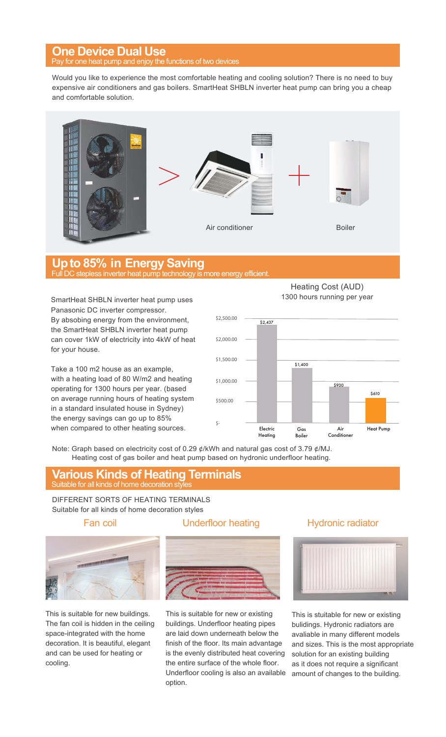## One Device Dual Use

Pay for one heat pump and enjoy the functions of two devices

Would you like to experience the most comfortable heating and cooling solution? There is no need to buy expensive air conditioners and gas boilers. SmartHeat SHBLN inverter heat pump can bring you a cheap and comfortable solution.

> Air conditioner + Boiler

## Up to 85% in Energy Saving

Full DC stepless inverter heat pump technology is more energy efficient.

SmartHeat SHBLN inverter heat pump uses Panasonic DC inverter compressor. By absobing energy from the environment, the SmartHeat SHBLN inverter heat pump can cover 1kW of electricity into 4kW of heat for your house.

Take a 100 m2 house as an example, with a heating load of 80 W/m2 and heating operating for 1300 hours per year. (based on average running hours of heating system in a standard insulated house in Sydney) the energy savings can go up to 85% when compared to other heating sources.

Heating Cost (AUD)
1300 hours running per year

| Heating source | Cost |
|---|---|
| Electric Heating | $2,437 |
| Gas Boiler | $1,400 |
| Air Conditioner | $930 |
| Heat Pump | $610 |

Note: Graph based on electricity cost of 0.29 ¢/kWh and natural gas cost of 3.79 ¢/MJ.
Heating cost of gas boiler and heat pump based on hydronic underfloor heating.

## Various Kinds of Heating Terminals

Suitable for all kinds of home decoration styles

DIFFERENT SORTS OF HEATING TERMINALS
Suitable for all kinds of home decoration styles

### Fan coil

This is suitable for new buildings. The fan coil is hidden in the ceiling space-integrated with the home decoration. It is beautiful, elegant and can be used for heating or cooling.

### Underfloor heating

This is suitable for new or existing buildings. Underfloor heating pipes are laid down underneath below the finish of the floor. Its main advantage is the evenly distributed heat covering the entire surface of the whole floor. Underfloor cooling is also an available option.

### Hydronic radiator

This is stuitable for new or existing bulidings. Hydronic radiators are avaliable in many different models and sizes. This is the most appropriate solution for an existing building as it does not require a significant amount of changes to the building.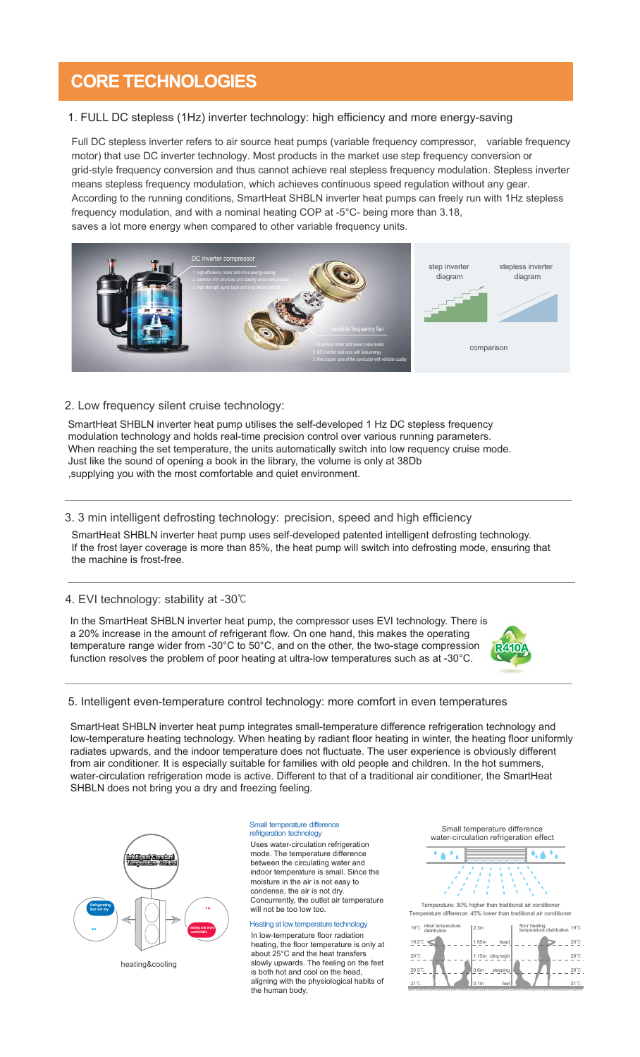# CORE TECHNOLOGIES

## 1. FULL DC stepless (1Hz) inverter technology: high efficiency and more energy-saving

Full DC stepless inverter refers to air source heat pumps (variable frequency compressor, variable frequency motor) that use DC inverter technology. Most products in the market use step frequency conversion or grid-style frequency conversion and thus cannot achieve real stepless frequency modulation. Stepless inverter means stepless frequency modulation, which achieves continuous speed regulation without any gear. According to the running conditions, SmartHeat SHBLN inverter heat pumps can freely run with 1Hz stepless frequency modulation, and with a nominal heating COP at -5°C- being more than 3.18, saves a lot more energy when compared to other variable frequency units.

DC inverter compressor

1. high efficiency motor and more energy-saving
2. patented EVI structure and stability at low temperature
3. high strength pump body and long lifetime period

variable frequency fan

1. brushless motor and lower noise levels
2. DC inverter and runs with less energy
3. fine copper core of the conductor with reliable quality

step inverter diagram

stepless inverter diagram

comparison

## 2. Low frequency silent cruise technology:

SmartHeat SHBLN inverter heat pump utilises the self-developed 1 Hz DC stepless frequency modulation technology and holds real-time precision control over various running parameters. When reaching the set temperature, the units automatically switch into low requency cruise mode. Just like the sound of opening a book in the library, the volume is only at 38Db ,supplying you with the most comfortable and quiet environment.

## 3. 3 min intelligent defrosting technology: precision, speed and high efficiency

SmartHeat SHBLN inverter heat pump uses self-developed patented intelligent defrosting technology. If the frost layer coverage is more than 85%, the heat pump will switch into defrosting mode, ensuring that the machine is frost-free.

## 4. EVI technology: stability at -30℃

In the SmartHeat SHBLN inverter heat pump, the compressor uses EVI technology. There is a 20% increase in the amount of refrigerant flow. On one hand, this makes the operating temperature range wider from -30°C to 50°C, and on the other, the two-stage compression function resolves the problem of poor heating at ultra-low temperatures such as at -30°C.

R410A

## 5. Intelligent even-temperature control technology: more comfort in even temperatures

SmartHeat SHBLN inverter heat pump integrates small-temperature difference refrigeration technology and low-temperature heating technology. When heating by radiant floor heating in winter, the heating floor uniformly radiates upwards, and the indoor temperature does not fluctuate. The user experience is obviously different from air conditioner. It is especially suitable for families with old people and children. In the hot summers, water-circulation refrigeration mode is active. Different to that of a traditional air conditioner, the SmartHeat SHBLN does not bring you a dry and freezing feeling.

Intelligent Constant Temperature Control

Refrigerating But not dry

heating and more comfortable

heating&cooling

**Small temperature difference refrigeration technology**

Uses water-circulation refrigeration mode. The temperature difference between the circulating water and indoor temperature is small. Since the moisture in the air is not easy to condense, the air is not dry. Concurrently, the outlet air temperature will not be too low too.

**Heating at low temperature technology**

In low-temperature floor radiation heating, the floor temperature is only at about 25°C and the heat transfers slowly upwards. The feeling on the feet is both hot and cool on the head, aligning with the physiological habits of the human body.

Small temperature difference water-circulation refrigeration effect

Temperature: 30% higher than traditional air conditioner
Temperature difference: 45% lower than traditional air conditioner

19℃ ideal temperature distribution
19.5℃
20℃
20.5℃
21℃

2.3m
1.65m head
1.15m sitting height
0.6m sleeping
0.1m feet

floor heating temperature distribution 19℃
20℃
20℃
20℃
21℃